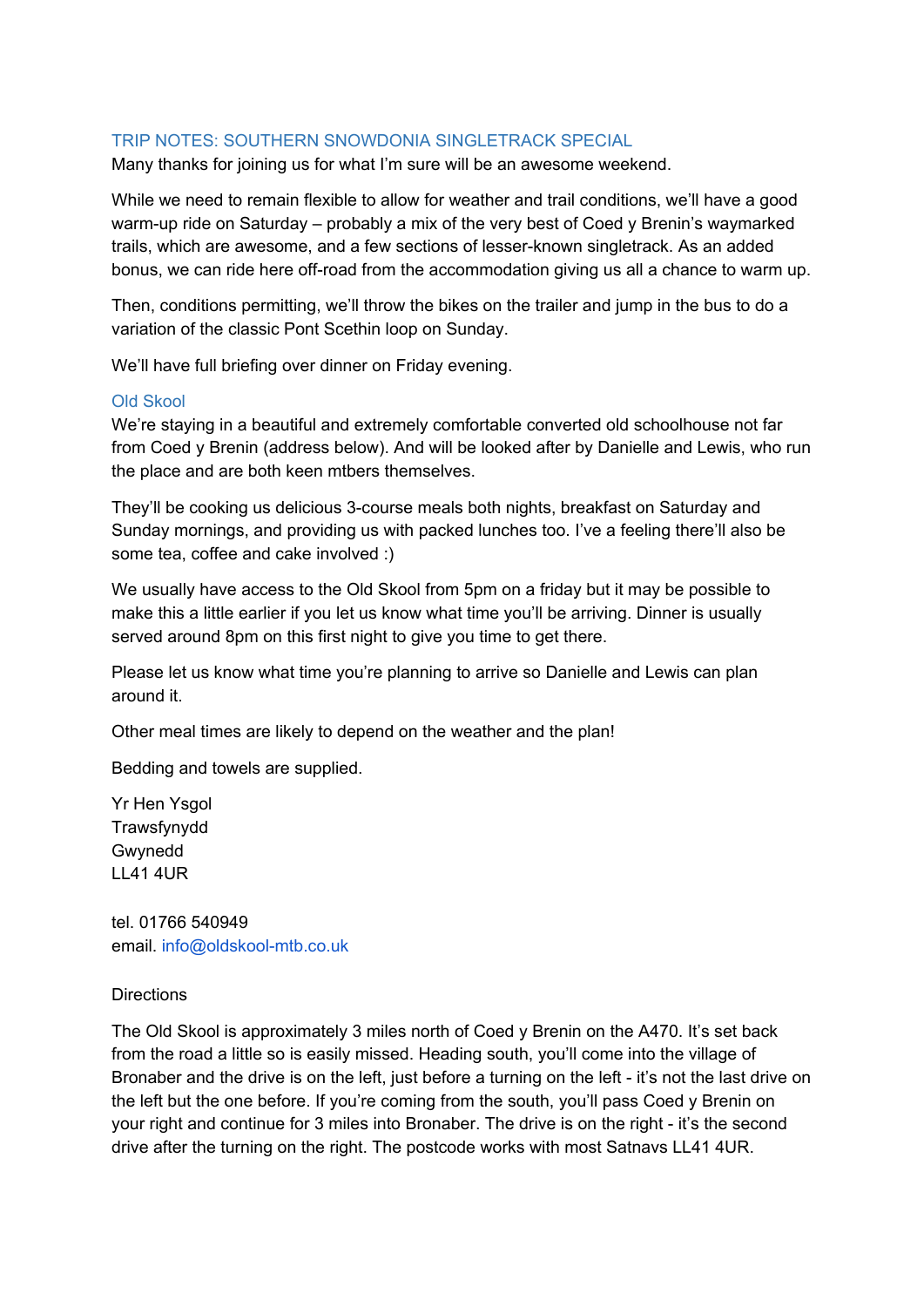## TRIP NOTES: SOUTHERN SNOWDONIA SINGLETRACK SPECIAL

Many thanks for joining us for what I'm sure will be an awesome weekend.

While we need to remain flexible to allow for weather and trail conditions, we'll have a good warm-up ride on Saturday – probably a mix of the very best of Coed y Brenin's waymarked trails, which are awesome, and a few sections of lesser-known singletrack. As an added bonus, we can ride here off-road from the accommodation giving us all a chance to warm up.

Then, conditions permitting, we'll throw the bikes on the trailer and jump in the bus to do a variation of the classic Pont Scethin loop on Sunday.

We'll have full briefing over dinner on Friday evening.

### Old Skool

We're staying in a beautiful and extremely comfortable converted old schoolhouse not far from Coed y Brenin (address below). And will be looked after by Danielle and Lewis, who run the place and are both keen mtbers themselves.

They'll be cooking us delicious 3-course meals both nights, breakfast on Saturday and Sunday mornings, and providing us with packed lunches too. I've a feeling there'll also be some tea, coffee and cake involved :)

We usually have access to the Old Skool from 5pm on a friday but it may be possible to make this a little earlier if you let us know what time you'll be arriving. Dinner is usually served around 8pm on this first night to give you time to get there.

Please let us know what time you're planning to arrive so Danielle and Lewis can plan around it.

Other meal times are likely to depend on the weather and the plan!

Bedding and towels are supplied.

Yr Hen Ysgol
Trawsfynydd
Gwynedd
LL41 4UR

tel. 01766 540949
email. info@oldskool-mtb.co.uk

Directions

The Old Skool is approximately 3 miles north of Coed y Brenin on the A470. It's set back from the road a little so is easily missed. Heading south, you'll come into the village of Bronaber and the drive is on the left, just before a turning on the left - it's not the last drive on the left but the one before. If you're coming from the south, you'll pass Coed y Brenin on your right and continue for 3 miles into Bronaber. The drive is on the right - it's the second drive after the turning on the right. The postcode works with most Satnavs LL41 4UR.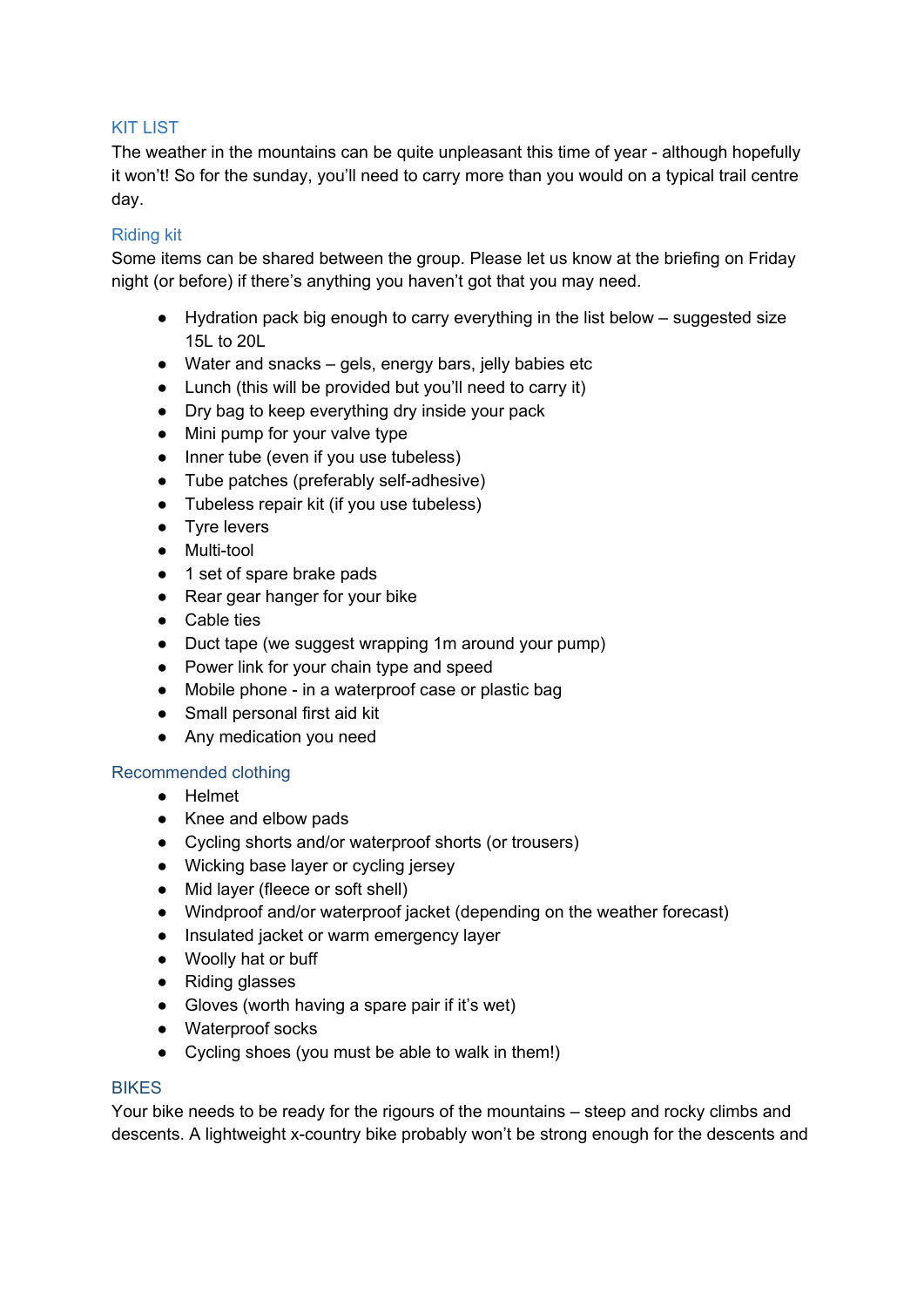## KIT LIST

The weather in the mountains can be quite unpleasant this time of year - although hopefully it won't! So for the sunday, you'll need to carry more than you would on a typical trail centre day.

### Riding kit

Some items can be shared between the group. Please let us know at the briefing on Friday night (or before) if there's anything you haven't got that you may need.

- Hydration pack big enough to carry everything in the list below – suggested size 15L to 20L
- Water and snacks – gels, energy bars, jelly babies etc
- Lunch (this will be provided but you'll need to carry it)
- Dry bag to keep everything dry inside your pack
- Mini pump for your valve type
- Inner tube (even if you use tubeless)
- Tube patches (preferably self-adhesive)
- Tubeless repair kit (if you use tubeless)
- Tyre levers
- Multi-tool
- 1 set of spare brake pads
- Rear gear hanger for your bike
- Cable ties
- Duct tape (we suggest wrapping 1m around your pump)
- Power link for your chain type and speed
- Mobile phone - in a waterproof case or plastic bag
- Small personal first aid kit
- Any medication you need

### Recommended clothing

- Helmet
- Knee and elbow pads
- Cycling shorts and/or waterproof shorts (or trousers)
- Wicking base layer or cycling jersey
- Mid layer (fleece or soft shell)
- Windproof and/or waterproof jacket (depending on the weather forecast)
- Insulated jacket or warm emergency layer
- Woolly hat or buff
- Riding glasses
- Gloves (worth having a spare pair if it's wet)
- Waterproof socks
- Cycling shoes (you must be able to walk in them!)

## BIKES

Your bike needs to be ready for the rigours of the mountains – steep and rocky climbs and descents. A lightweight x-country bike probably won't be strong enough for the descents and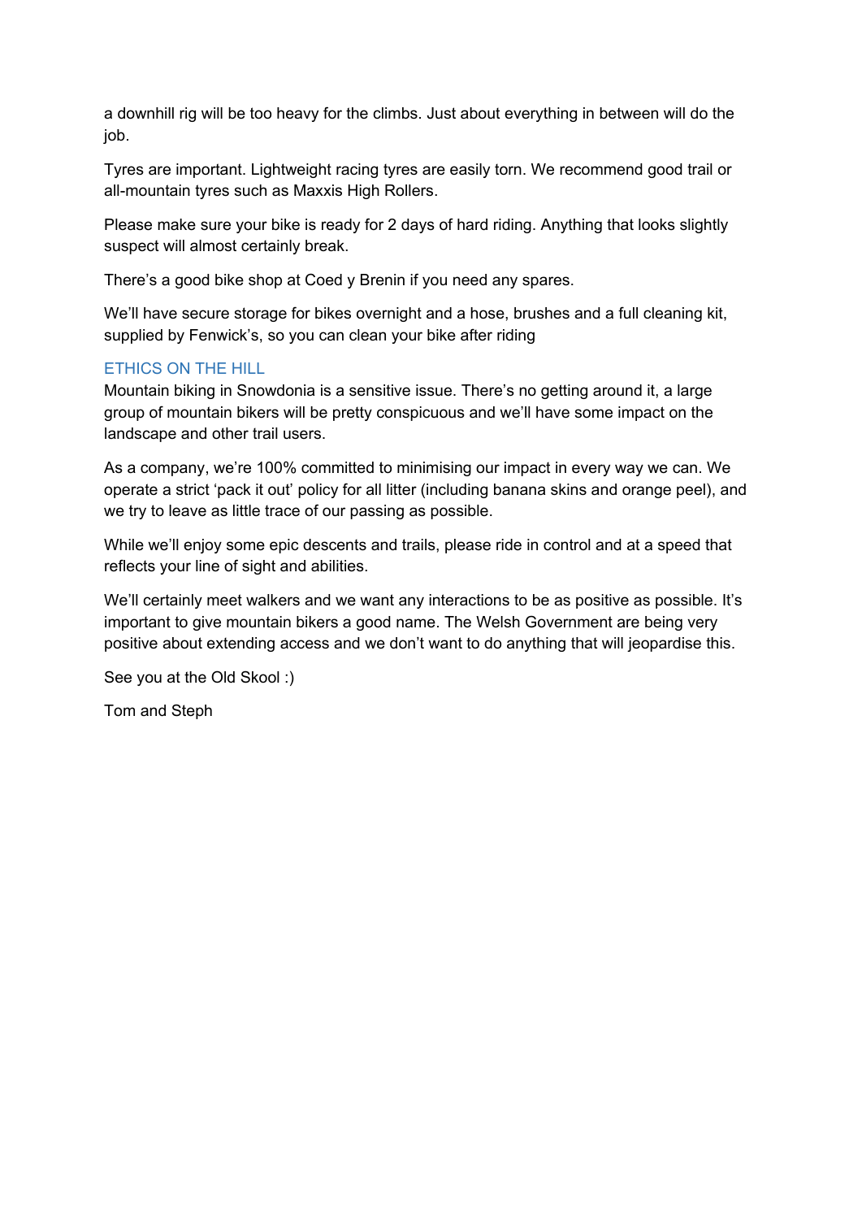a downhill rig will be too heavy for the climbs. Just about everything in between will do the job.

Tyres are important. Lightweight racing tyres are easily torn. We recommend good trail or all-mountain tyres such as Maxxis High Rollers.

Please make sure your bike is ready for 2 days of hard riding. Anything that looks slightly suspect will almost certainly break.

There's a good bike shop at Coed y Brenin if you need any spares.

We'll have secure storage for bikes overnight and a hose, brushes and a full cleaning kit, supplied by Fenwick's, so you can clean your bike after riding

## ETHICS ON THE HILL

Mountain biking in Snowdonia is a sensitive issue. There's no getting around it, a large group of mountain bikers will be pretty conspicuous and we'll have some impact on the landscape and other trail users.

As a company, we're 100% committed to minimising our impact in every way we can. We operate a strict 'pack it out' policy for all litter (including banana skins and orange peel), and we try to leave as little trace of our passing as possible.

While we'll enjoy some epic descents and trails, please ride in control and at a speed that reflects your line of sight and abilities.

We'll certainly meet walkers and we want any interactions to be as positive as possible. It's important to give mountain bikers a good name. The Welsh Government are being very positive about extending access and we don't want to do anything that will jeopardise this.

See you at the Old Skool :)

Tom and Steph